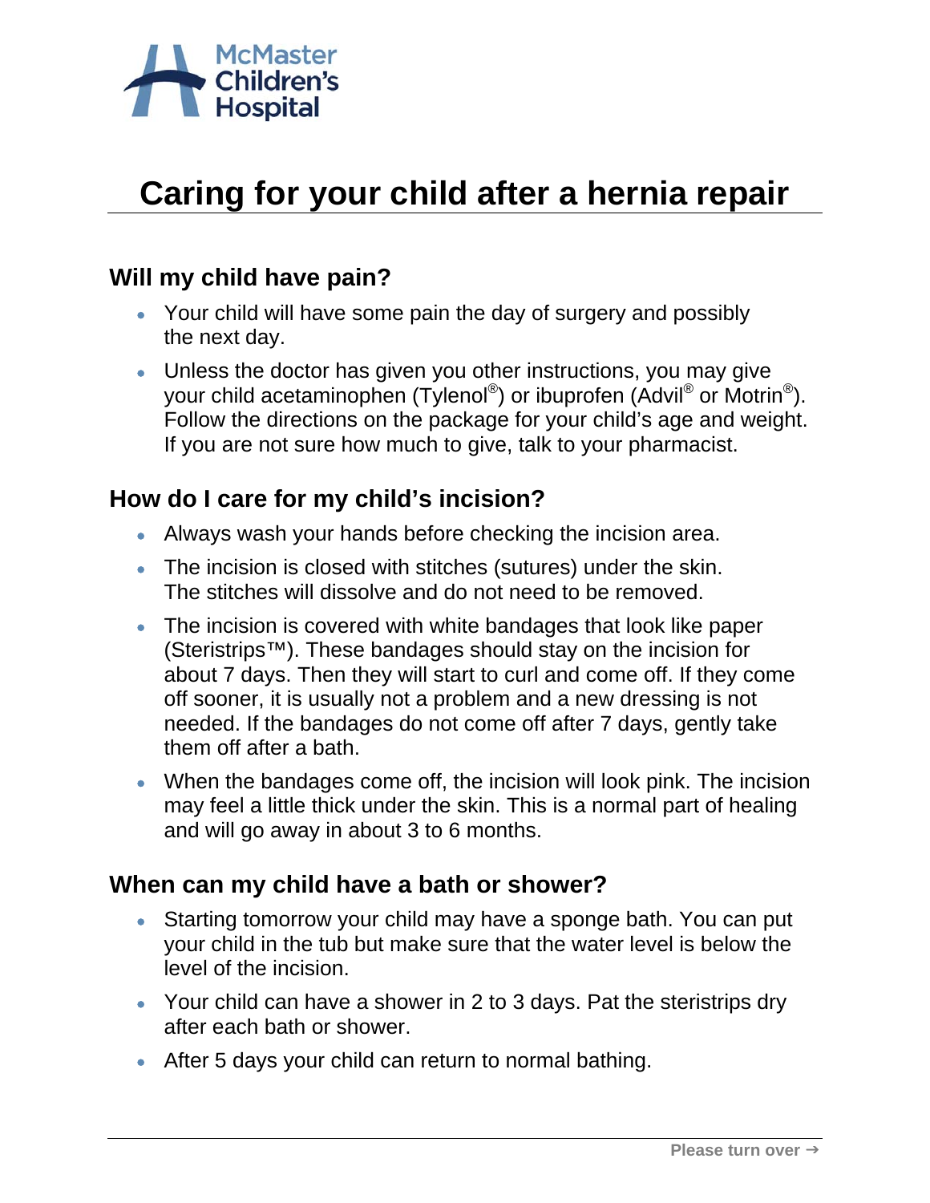McMaster Children's Hospital

# Caring for your child after a hernia repair

## Will my child have pain?

- Your child will have some pain the day of surgery and possibly the next day.
- Unless the doctor has given you other instructions, you may give your child acetaminophen (Tylenol®) or ibuprofen (Advil® or Motrin®). Follow the directions on the package for your child's age and weight. If you are not sure how much to give, talk to your pharmacist.

## How do I care for my child's incision?

- Always wash your hands before checking the incision area.
- The incision is closed with stitches (sutures) under the skin. The stitches will dissolve and do not need to be removed.
- The incision is covered with white bandages that look like paper (Steristrips™). These bandages should stay on the incision for about 7 days. Then they will start to curl and come off. If they come off sooner, it is usually not a problem and a new dressing is not needed. If the bandages do not come off after 7 days, gently take them off after a bath.
- When the bandages come off, the incision will look pink. The incision may feel a little thick under the skin. This is a normal part of healing and will go away in about 3 to 6 months.

## When can my child have a bath or shower?

- Starting tomorrow your child may have a sponge bath. You can put your child in the tub but make sure that the water level is below the level of the incision.
- Your child can have a shower in 2 to 3 days. Pat the steristrips dry after each bath or shower.
- After 5 days your child can return to normal bathing.

Please turn over →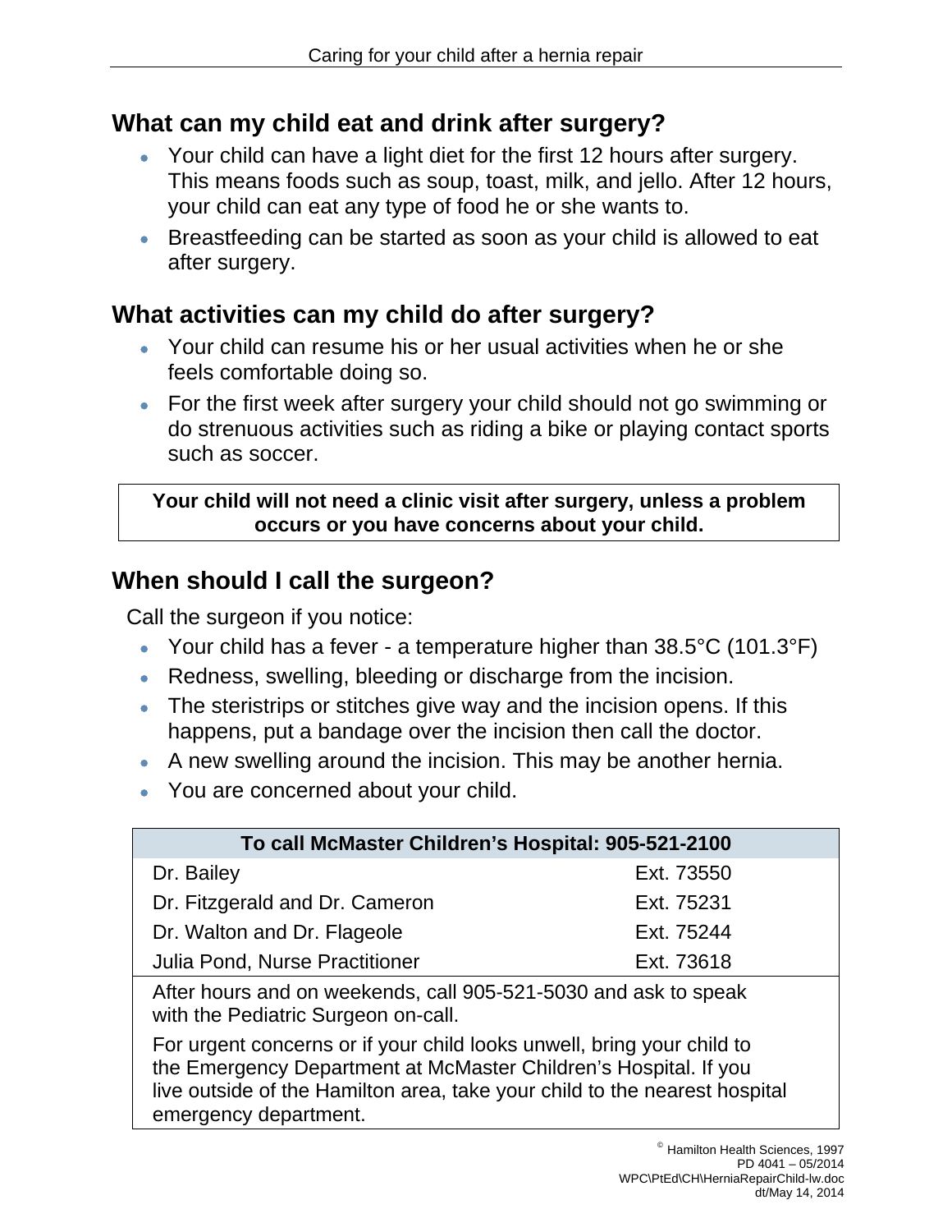## What can my child eat and drink after surgery?

- Your child can have a light diet for the first 12 hours after surgery. This means foods such as soup, toast, milk, and jello. After 12 hours, your child can eat any type of food he or she wants to.
- Breastfeeding can be started as soon as your child is allowed to eat after surgery.

## What activities can my child do after surgery?

- Your child can resume his or her usual activities when he or she feels comfortable doing so.
- For the first week after surgery your child should not go swimming or do strenuous activities such as riding a bike or playing contact sports such as soccer.

**Your child will not need a clinic visit after surgery, unless a problem occurs or you have concerns about your child.**

## When should I call the surgeon?

Call the surgeon if you notice:

- Your child has a fever - a temperature higher than 38.5°C (101.3°F)
- Redness, swelling, bleeding or discharge from the incision.
- The steristrips or stitches give way and the incision opens. If this happens, put a bandage over the incision then call the doctor.
- A new swelling around the incision. This may be another hernia.
- You are concerned about your child.

| To call McMaster Children's Hospital: 905-521-2100 | |
|---|---|
| Dr. Bailey | Ext. 73550 |
| Dr. Fitzgerald and Dr. Cameron | Ext. 75231 |
| Dr. Walton and Dr. Flageole | Ext. 75244 |
| Julia Pond, Nurse Practitioner | Ext. 73618 |

After hours and on weekends, call 905-521-5030 and ask to speak with the Pediatric Surgeon on-call.

For urgent concerns or if your child looks unwell, bring your child to the Emergency Department at McMaster Children's Hospital. If you live outside of the Hamilton area, take your child to the nearest hospital emergency department.

© Hamilton Health Sciences, 1997
PD 4041 – 05/2014
WPC\PtEd\CH\HerniaRepairChild-lw.doc
dt/May 14, 2014